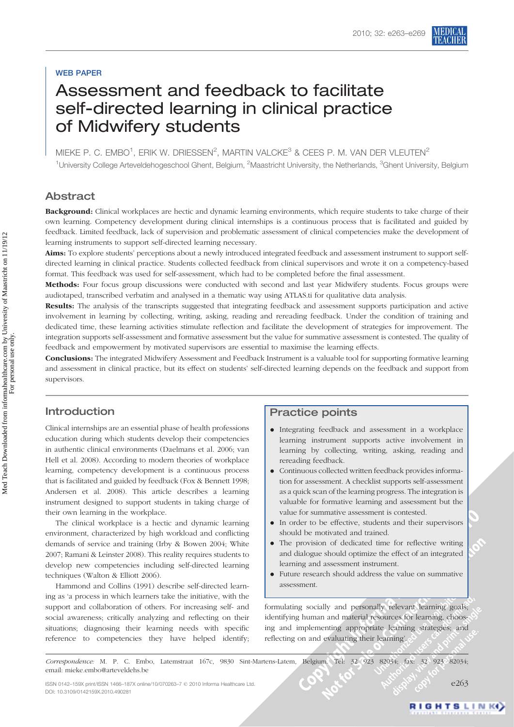WEB PAPER

# Assessment and feedback to facilitate self-directed learning in clinical practice of Midwifery students

MIEKE P. C. EMBO[1], ERIK W. DRIESSEN[2], MARTIN VALCKE[3] & CEES P. M. VAN DER VLEUTEN[2]

[1]University College Arteveldehogeschool Ghent, Belgium, [2]Maastricht University, the Netherlands, [3]Ghent University, Belgium

## Abstract

**Background:** Clinical workplaces are hectic and dynamic learning environments, which require students to take charge of their own learning. Competency development during clinical internships is a continuous process that is facilitated and guided by feedback. Limited feedback, lack of supervision and problematic assessment of clinical competencies make the development of learning instruments to support self-directed learning necessary.

**Aims:** To explore students' perceptions about a newly introduced integrated feedback and assessment instrument to support self-directed learning in clinical practice. Students collected feedback from clinical supervisors and wrote it on a competency-based format. This feedback was used for self-assessment, which had to be completed before the final assessment.

**Methods:** Four focus group discussions were conducted with second and last year Midwifery students. Focus groups were audiotaped, transcribed verbatim and analysed in a thematic way using ATLAS.ti for qualitative data analysis.

**Results:** The analysis of the transcripts suggested that integrating feedback and assessment supports participation and active involvement in learning by collecting, writing, asking, reading and rereading feedback. Under the condition of training and dedicated time, these learning activities stimulate reflection and facilitate the development of strategies for improvement. The integration supports self-assessment and formative assessment but the value for summative assessment is contested. The quality of feedback and empowerment by motivated supervisors are essential to maximise the learning effects.

**Conclusions:** The integrated Midwifery Assessment and Feedback Instrument is a valuable tool for supporting formative learning and assessment in clinical practice, but its effect on students' self-directed learning depends on the feedback and support from supervisors.

## Introduction

Clinical internships are an essential phase of health professions education during which students develop their competencies in authentic clinical environments (Daelmans et al. 2006; van Hell et al. 2008). According to modern theories of workplace learning, competency development is a continuous process that is facilitated and guided by feedback (Fox & Bennett 1998; Andersen et al. 2008). This article describes a learning instrument designed to support students in taking charge of their own learning in the workplace.

The clinical workplace is a hectic and dynamic learning environment, characterized by high workload and conflicting demands of service and training (Irby & Bowen 2004; White 2007; Ramani & Leinster 2008). This reality requires students to develop new competencies including self-directed learning techniques (Walton & Elliott 2006).

Hammond and Collins (1991) describe self-directed learning as 'a process in which learners take the initiative, with the support and collaboration of others. For increasing self- and social awareness; critically analyzing and reflecting on their situations; diagnosing their learning needs with specific reference to competencies they have helped identify; formulating socially and personally relevant learning goals; identifying human and material resources for learning, choosing and implementing appropriate learning strategies; and reflecting on and evaluating their learning'.

## Practice points

- Integrating feedback and assessment in a workplace learning instrument supports active involvement in learning by collecting, writing, asking, reading and rereading feedback.
- Continuous collected written feedback provides information for assessment. A checklist supports self-assessment as a quick scan of the learning progress. The integration is valuable for formative learning and assessment but the value for summative assessment is contested.
- In order to be effective, students and their supervisors should be motivated and trained.
- The provision of dedicated time for reflective writing and dialogue should optimize the effect of an integrated learning and assessment instrument.
- Future research should address the value on summative assessment.

*Correspondence:* M. P. C. Embo, Latemstraat 167c, 9830 Sint-Martens-Latem, Belgium. Tel: 32 923 82034; fax: 32 923 82034; email: mieke.embo@arteveldehs.be

ISSN 0142–159X print/ISSN 1466–187X online/10/070263–7 © 2010 Informa Healthcare Ltd.
DOI: 10.3109/0142159X.2010.490281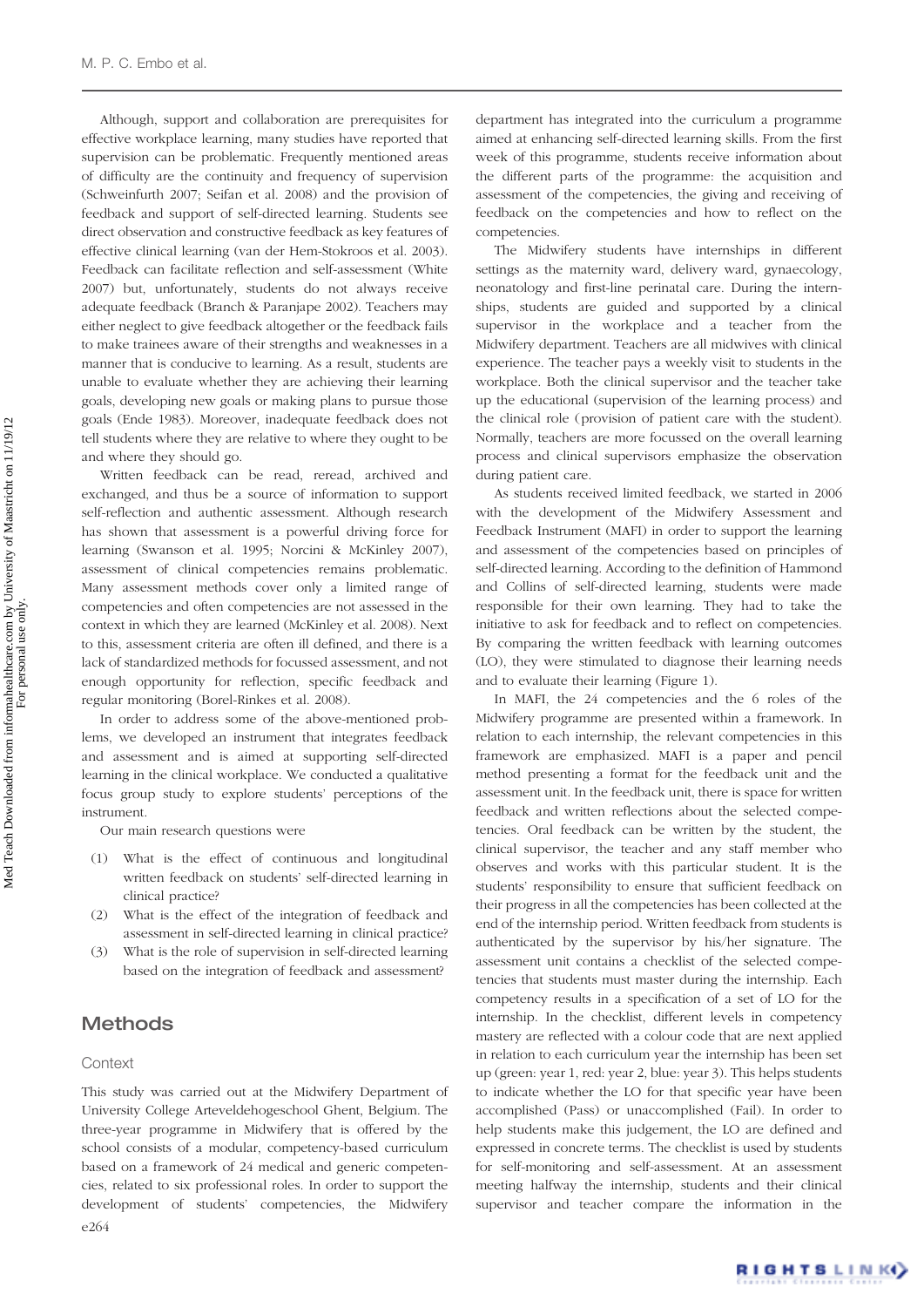Although, support and collaboration are prerequisites for effective workplace learning, many studies have reported that supervision can be problematic. Frequently mentioned areas of difficulty are the continuity and frequency of supervision (Schweinfurth 2007; Seifan et al. 2008) and the provision of feedback and support of self-directed learning. Students see direct observation and constructive feedback as key features of effective clinical learning (van der Hem-Stokroos et al. 2003). Feedback can facilitate reflection and self-assessment (White 2007) but, unfortunately, students do not always receive adequate feedback (Branch & Paranjape 2002). Teachers may either neglect to give feedback altogether or the feedback fails to make trainees aware of their strengths and weaknesses in a manner that is conducive to learning. As a result, students are unable to evaluate whether they are achieving their learning goals, developing new goals or making plans to pursue those goals (Ende 1983). Moreover, inadequate feedback does not tell students where they are relative to where they ought to be and where they should go.

Written feedback can be read, reread, archived and exchanged, and thus be a source of information to support self-reflection and authentic assessment. Although research has shown that assessment is a powerful driving force for learning (Swanson et al. 1995; Norcini & McKinley 2007), assessment of clinical competencies remains problematic. Many assessment methods cover only a limited range of competencies and often competencies are not assessed in the context in which they are learned (McKinley et al. 2008). Next to this, assessment criteria are often ill defined, and there is a lack of standardized methods for focussed assessment, and not enough opportunity for reflection, specific feedback and regular monitoring (Borel-Rinkes et al. 2008).

In order to address some of the above-mentioned problems, we developed an instrument that integrates feedback and assessment and is aimed at supporting self-directed learning in the clinical workplace. We conducted a qualitative focus group study to explore students' perceptions of the instrument.

Our main research questions were

(1) What is the effect of continuous and longitudinal written feedback on students' self-directed learning in clinical practice?
(2) What is the effect of the integration of feedback and assessment in self-directed learning in clinical practice?
(3) What is the role of supervision in self-directed learning based on the integration of feedback and assessment?

## Methods

### Context

This study was carried out at the Midwifery Department of University College Arteveldehogeschool Ghent, Belgium. The three-year programme in Midwifery that is offered by the school consists of a modular, competency-based curriculum based on a framework of 24 medical and generic competencies, related to six professional roles. In order to support the development of students' competencies, the Midwifery department has integrated into the curriculum a programme aimed at enhancing self-directed learning skills. From the first week of this programme, students receive information about the different parts of the programme: the acquisition and assessment of the competencies, the giving and receiving of feedback on the competencies and how to reflect on the competencies.

The Midwifery students have internships in different settings as the maternity ward, delivery ward, gynaecology, neonatology and first-line perinatal care. During the internships, students are guided and supported by a clinical supervisor in the workplace and a teacher from the Midwifery department. Teachers are all midwives with clinical experience. The teacher pays a weekly visit to students in the workplace. Both the clinical supervisor and the teacher take up the educational (supervision of the learning process) and the clinical role (provision of patient care with the student). Normally, teachers are more focussed on the overall learning process and clinical supervisors emphasize the observation during patient care.

As students received limited feedback, we started in 2006 with the development of the Midwifery Assessment and Feedback Instrument (MAFI) in order to support the learning and assessment of the competencies based on principles of self-directed learning. According to the definition of Hammond and Collins of self-directed learning, students were made responsible for their own learning. They had to take the initiative to ask for feedback and to reflect on competencies. By comparing the written feedback with learning outcomes (LO), they were stimulated to diagnose their learning needs and to evaluate their learning (Figure 1).

In MAFI, the 24 competencies and the 6 roles of the Midwifery programme are presented within a framework. In relation to each internship, the relevant competencies in this framework are emphasized. MAFI is a paper and pencil method presenting a format for the feedback unit and the assessment unit. In the feedback unit, there is space for written feedback and written reflections about the selected competencies. Oral feedback can be written by the student, the clinical supervisor, the teacher and any staff member who observes and works with this particular student. It is the students' responsibility to ensure that sufficient feedback on their progress in all the competencies has been collected at the end of the internship period. Written feedback from students is authenticated by the supervisor by his/her signature. The assessment unit contains a checklist of the selected competencies that students must master during the internship. Each competency results in a specification of a set of LO for the internship. In the checklist, different levels in competency mastery are reflected with a colour code that are next applied in relation to each curriculum year the internship has been set up (green: year 1, red: year 2, blue: year 3). This helps students to indicate whether the LO for that specific year have been accomplished (Pass) or unaccomplished (Fail). In order to help students make this judgement, the LO are defined and expressed in concrete terms. The checklist is used by students for self-monitoring and self-assessment. At an assessment meeting halfway the internship, students and their clinical supervisor and teacher compare the information in the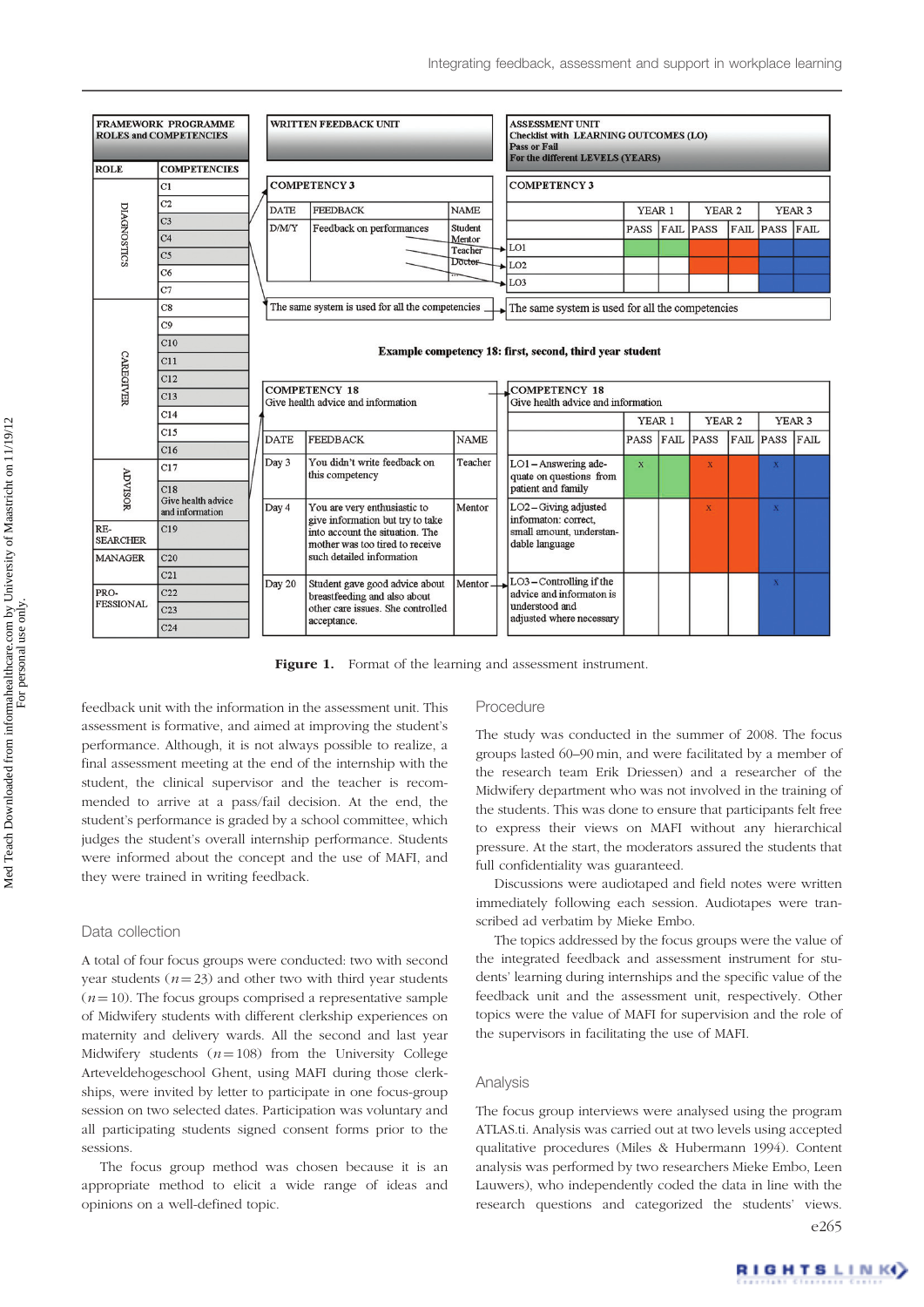| FRAMEWORK PROGRAMME ROLES and COMPETENCIES | |
|---|---|
| ROLE | COMPETENCIES |
| DIAGNOSTICS | C1 |
| | C2 |
| | C3 |
| | C4 |
| | C5 |
| | C6 |
| | C7 |
| CAREGIVER | C8 |
| | C9 |
| | C10 |
| | C11 |
| | C12 |
| | C13 |
| | C14 |
| | C15 |
| | C16 |
| ADVISOR | C17 |
| | C18 Give health advice and information |
| RE-SEARCHER | C19 |
| MANAGER | C20 |
| | C21 |
| PRO-FESSIONAL | C22 |
| | C23 |
| | C24 |

**WRITTEN FEEDBACK UNIT**

COMPETENCY 3

| DATE | FEEDBACK | NAME |
|---|---|---|
| D/M/Y | Feedback on performances | Student<br>Mentor<br>Teacher<br>Doctor<br>... |

The same system is used for all the competencies

**ASSESSMENT UNIT**
Checklist with LEARNING OUTCOMES (LO)
Pass or Fail
For the different LEVELS (YEARS)

COMPETENCY 3

| | YEAR 1 | | YEAR 2 | | YEAR 3 | |
|---|---|---|---|---|---|---|
| | PASS | FAIL | PASS | FAIL | PASS | FAIL |
| LO1 | | | | | | |
| LO2 | | | | | | |
| LO3 | | | | | | |

The same system is used for all the competencies

**Example competency 18: first, second, third year student**

COMPETENCY 18
Give health advice and information

| DATE | FEEDBACK | NAME |
|---|---|---|
| Day 3 | You didn't write feedback on this competency | Teacher |
| Day 4 | You are very enthusiastic to give information but try to take into account the situation. The mother was too tired to receive such detailed information | Mentor |
| Day 20 | Student gave good advice about breastfeeding and also about other care issues. She controlled acceptance. | Mentor |

COMPETENCY 18
Give health advice and information

| | YEAR 1 | | YEAR 2 | | YEAR 3 | |
|---|---|---|---|---|---|---|
| | PASS | FAIL | PASS | FAIL | PASS | FAIL |
| LO1 – Answering adequate on questions from patient and family | x | | x | | x | |
| LO2 – Giving adjusted information: correct, small amount, understandable language | | | x | | x | |
| LO3 – Controlling if the advice and information is understood and adjusted where necessary | | | | | x | |

**Figure 1.** Format of the learning and assessment instrument.

feedback unit with the information in the assessment unit. This assessment is formative, and aimed at improving the student's performance. Although, it is not always possible to realize, a final assessment meeting at the end of the internship with the student, the clinical supervisor and the teacher is recommended to arrive at a pass/fail decision. At the end, the student's performance is graded by a school committee, which judges the student's overall internship performance. Students were informed about the concept and the use of MAFI, and they were trained in writing feedback.

## Data collection

A total of four focus groups were conducted: two with second year students ($n = 23$) and other two with third year students ($n = 10$). The focus groups comprised a representative sample of Midwifery students with different clerkship experiences on maternity and delivery wards. All the second and last year Midwifery students ($n = 108$) from the University College Arteveldehogeschool Ghent, using MAFI during those clerkships, were invited by letter to participate in one focus-group session on two selected dates. Participation was voluntary and all participating students signed consent forms prior to the sessions.

The focus group method was chosen because it is an appropriate method to elicit a wide range of ideas and opinions on a well-defined topic.

## Procedure

The study was conducted in the summer of 2008. The focus groups lasted 60–90 min, and were facilitated by a member of the research team Erik Driessen) and a researcher of the Midwifery department who was not involved in the training of the students. This was done to ensure that participants felt free to express their views on MAFI without any hierarchical pressure. At the start, the moderators assured the students that full confidentiality was guaranteed.

Discussions were audiotaped and field notes were written immediately following each session. Audiotapes were transcribed ad verbatim by Mieke Embo.

The topics addressed by the focus groups were the value of the integrated feedback and assessment instrument for students' learning during internships and the specific value of the feedback unit and the assessment unit, respectively. Other topics were the value of MAFI for supervision and the role of the supervisors in facilitating the use of MAFI.

## Analysis

The focus group interviews were analysed using the program ATLAS.ti. Analysis was carried out at two levels using accepted qualitative procedures (Miles & Hubermann 1994). Content analysis was performed by two researchers Mieke Embo, Leen Lauwers), who independently coded the data in line with the research questions and categorized the students' views.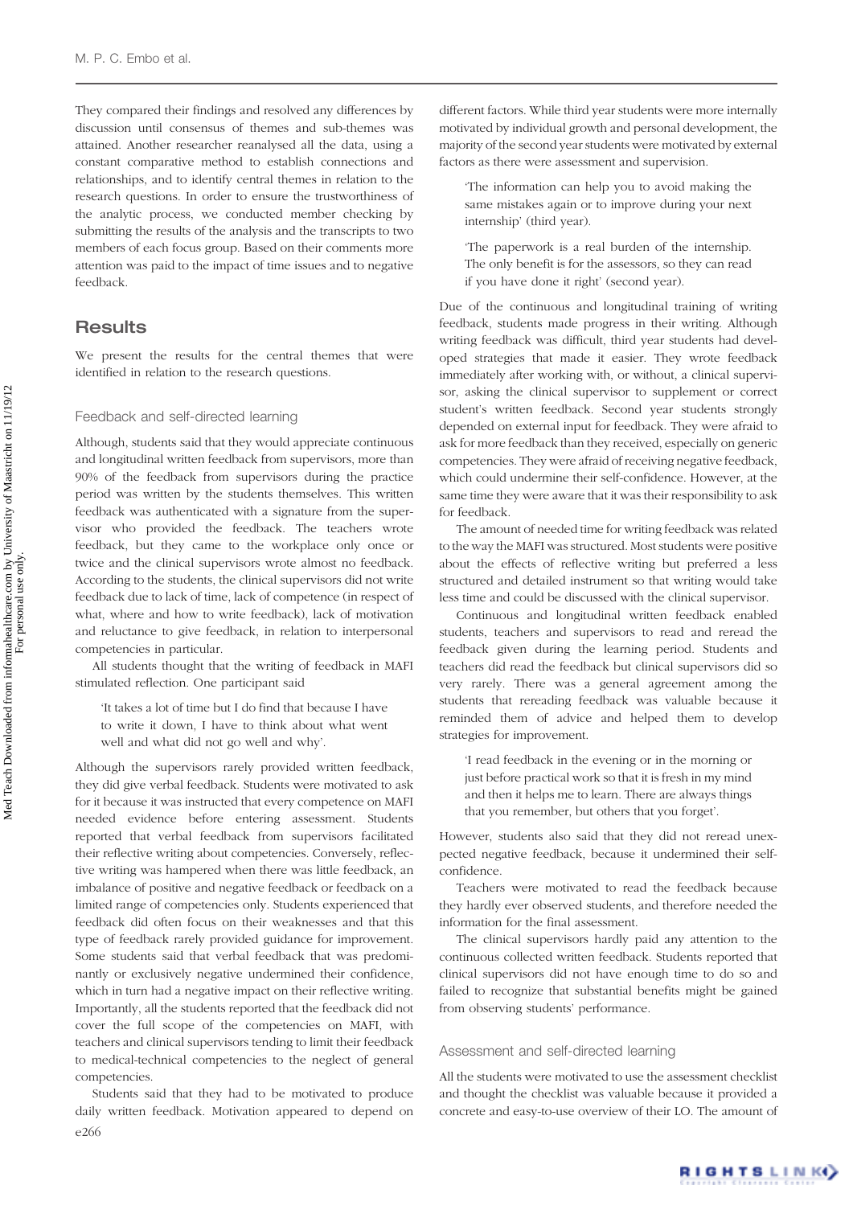They compared their findings and resolved any differences by discussion until consensus of themes and sub-themes was attained. Another researcher reanalysed all the data, using a constant comparative method to establish connections and relationships, and to identify central themes in relation to the research questions. In order to ensure the trustworthiness of the analytic process, we conducted member checking by submitting the results of the analysis and the transcripts to two members of each focus group. Based on their comments more attention was paid to the impact of time issues and to negative feedback.

## Results

We present the results for the central themes that were identified in relation to the research questions.

### Feedback and self-directed learning

Although, students said that they would appreciate continuous and longitudinal written feedback from supervisors, more than 90% of the feedback from supervisors during the practice period was written by the students themselves. This written feedback was authenticated with a signature from the supervisor who provided the feedback. The teachers wrote feedback, but they came to the workplace only once or twice and the clinical supervisors wrote almost no feedback. According to the students, the clinical supervisors did not write feedback due to lack of time, lack of competence (in respect of what, where and how to write feedback), lack of motivation and reluctance to give feedback, in relation to interpersonal competencies in particular.

All students thought that the writing of feedback in MAFI stimulated reflection. One participant said

> 'It takes a lot of time but I do find that because I have to write it down, I have to think about what went well and what did not go well and why'.

Although the supervisors rarely provided written feedback, they did give verbal feedback. Students were motivated to ask for it because it was instructed that every competence on MAFI needed evidence before entering assessment. Students reported that verbal feedback from supervisors facilitated their reflective writing about competencies. Conversely, reflective writing was hampered when there was little feedback, an imbalance of positive and negative feedback or feedback on a limited range of competencies only. Students experienced that feedback did often focus on their weaknesses and that this type of feedback rarely provided guidance for improvement. Some students said that verbal feedback that was predominantly or exclusively negative undermined their confidence, which in turn had a negative impact on their reflective writing. Importantly, all the students reported that the feedback did not cover the full scope of the competencies on MAFI, with teachers and clinical supervisors tending to limit their feedback to medical-technical competencies to the neglect of general competencies.

Students said that they had to be motivated to produce daily written feedback. Motivation appeared to depend on different factors. While third year students were more internally motivated by individual growth and personal development, the majority of the second year students were motivated by external factors as there were assessment and supervision.

> 'The information can help you to avoid making the same mistakes again or to improve during your next internship' (third year).

> 'The paperwork is a real burden of the internship. The only benefit is for the assessors, so they can read if you have done it right' (second year).

Due of the continuous and longitudinal training of writing feedback, students made progress in their writing. Although writing feedback was difficult, third year students had developed strategies that made it easier. They wrote feedback immediately after working with, or without, a clinical supervisor, asking the clinical supervisor to supplement or correct student's written feedback. Second year students strongly depended on external input for feedback. They were afraid to ask for more feedback than they received, especially on generic competencies. They were afraid of receiving negative feedback, which could undermine their self-confidence. However, at the same time they were aware that it was their responsibility to ask for feedback.

The amount of needed time for writing feedback was related to the way the MAFI was structured. Most students were positive about the effects of reflective writing but preferred a less structured and detailed instrument so that writing would take less time and could be discussed with the clinical supervisor.

Continuous and longitudinal written feedback enabled students, teachers and supervisors to read and reread the feedback given during the learning period. Students and teachers did read the feedback but clinical supervisors did so very rarely. There was a general agreement among the students that rereading feedback was valuable because it reminded them of advice and helped them to develop strategies for improvement.

> 'I read feedback in the evening or in the morning or just before practical work so that it is fresh in my mind and then it helps me to learn. There are always things that you remember, but others that you forget'.

However, students also said that they did not reread unexpected negative feedback, because it undermined their self-confidence.

Teachers were motivated to read the feedback because they hardly ever observed students, and therefore needed the information for the final assessment.

The clinical supervisors hardly paid any attention to the continuous collected written feedback. Students reported that clinical supervisors did not have enough time to do so and failed to recognize that substantial benefits might be gained from observing students' performance.

### Assessment and self-directed learning

All the students were motivated to use the assessment checklist and thought the checklist was valuable because it provided a concrete and easy-to-use overview of their LO. The amount of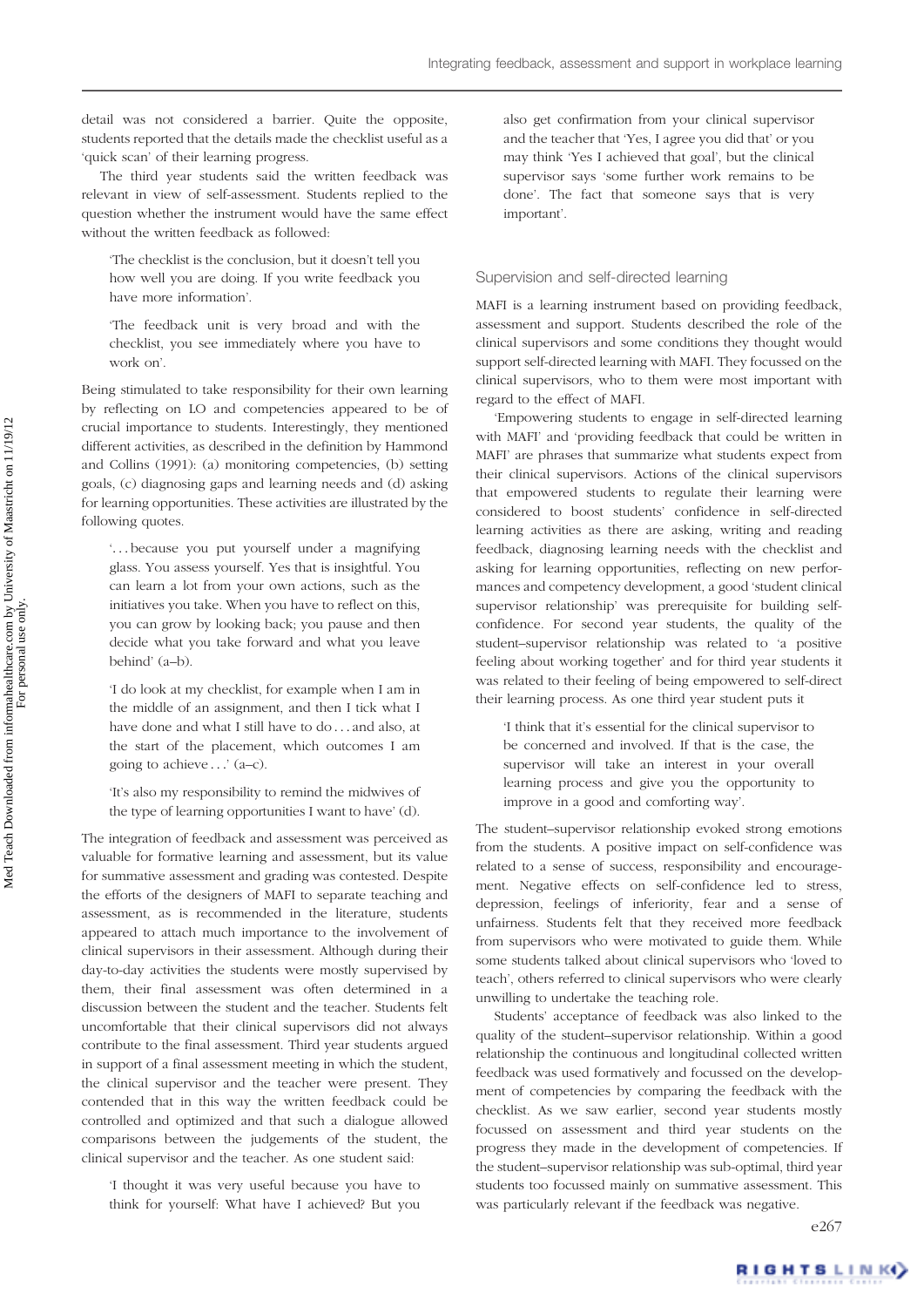detail was not considered a barrier. Quite the opposite, students reported that the details made the checklist useful as a 'quick scan' of their learning progress.

The third year students said the written feedback was relevant in view of self-assessment. Students replied to the question whether the instrument would have the same effect without the written feedback as followed:

> 'The checklist is the conclusion, but it doesn't tell you how well you are doing. If you write feedback you have more information'.

> 'The feedback unit is very broad and with the checklist, you see immediately where you have to work on'.

Being stimulated to take responsibility for their own learning by reflecting on LO and competencies appeared to be of crucial importance to students. Interestingly, they mentioned different activities, as described in the definition by Hammond and Collins (1991): (a) monitoring competencies, (b) setting goals, (c) diagnosing gaps and learning needs and (d) asking for learning opportunities. These activities are illustrated by the following quotes.

> '...because you put yourself under a magnifying glass. You assess yourself. Yes that is insightful. You can learn a lot from your own actions, such as the initiatives you take. When you have to reflect on this, you can grow by looking back; you pause and then decide what you take forward and what you leave behind' (a–b).

> 'I do look at my checklist, for example when I am in the middle of an assignment, and then I tick what I have done and what I still have to do...and also, at the start of the placement, which outcomes I am going to achieve...' (a–c).

> 'It's also my responsibility to remind the midwives of the type of learning opportunities I want to have' (d).

The integration of feedback and assessment was perceived as valuable for formative learning and assessment, but its value for summative assessment and grading was contested. Despite the efforts of the designers of MAFI to separate teaching and assessment, as is recommended in the literature, students appeared to attach much importance to the involvement of clinical supervisors in their assessment. Although during their day-to-day activities the students were mostly supervised by them, their final assessment was often determined in a discussion between the student and the teacher. Students felt uncomfortable that their clinical supervisors did not always contribute to the final assessment. Third year students argued in support of a final assessment meeting in which the student, the clinical supervisor and the teacher were present. They contended that in this way the written feedback could be controlled and optimized and that such a dialogue allowed comparisons between the judgements of the student, the clinical supervisor and the teacher. As one student said:

> 'I thought it was very useful because you have to think for yourself: What have I achieved? But you also get confirmation from your clinical supervisor and the teacher that 'Yes, I agree you did that' or you may think 'Yes I achieved that goal', but the clinical supervisor says 'some further work remains to be done'. The fact that someone says that is very important'.

## Supervision and self-directed learning

MAFI is a learning instrument based on providing feedback, assessment and support. Students described the role of the clinical supervisors and some conditions they thought would support self-directed learning with MAFI. They focussed on the clinical supervisors, who to them were most important with regard to the effect of MAFI.

'Empowering students to engage in self-directed learning with MAFI' and 'providing feedback that could be written in MAFI' are phrases that summarize what students expect from their clinical supervisors. Actions of the clinical supervisors that empowered students to regulate their learning were considered to boost students' confidence in self-directed learning activities as there are asking, writing and reading feedback, diagnosing learning needs with the checklist and asking for learning opportunities, reflecting on new performances and competency development, a good 'student clinical supervisor relationship' was prerequisite for building self-confidence. For second year students, the quality of the student–supervisor relationship was related to 'a positive feeling about working together' and for third year students it was related to their feeling of being empowered to self-direct their learning process. As one third year student puts it

> 'I think that it's essential for the clinical supervisor to be concerned and involved. If that is the case, the supervisor will take an interest in your overall learning process and give you the opportunity to improve in a good and comforting way'.

The student–supervisor relationship evoked strong emotions from the students. A positive impact on self-confidence was related to a sense of success, responsibility and encouragement. Negative effects on self-confidence led to stress, depression, feelings of inferiority, fear and a sense of unfairness. Students felt that they received more feedback from supervisors who were motivated to guide them. While some students talked about clinical supervisors who 'loved to teach', others referred to clinical supervisors who were clearly unwilling to undertake the teaching role.

Students' acceptance of feedback was also linked to the quality of the student–supervisor relationship. Within a good relationship the continuous and longitudinal collected written feedback was used formatively and focussed on the development of competencies by comparing the feedback with the checklist. As we saw earlier, second year students mostly focussed on assessment and third year students on the progress they made in the development of competencies. If the student–supervisor relationship was sub-optimal, third year students too focussed mainly on summative assessment. This was particularly relevant if the feedback was negative.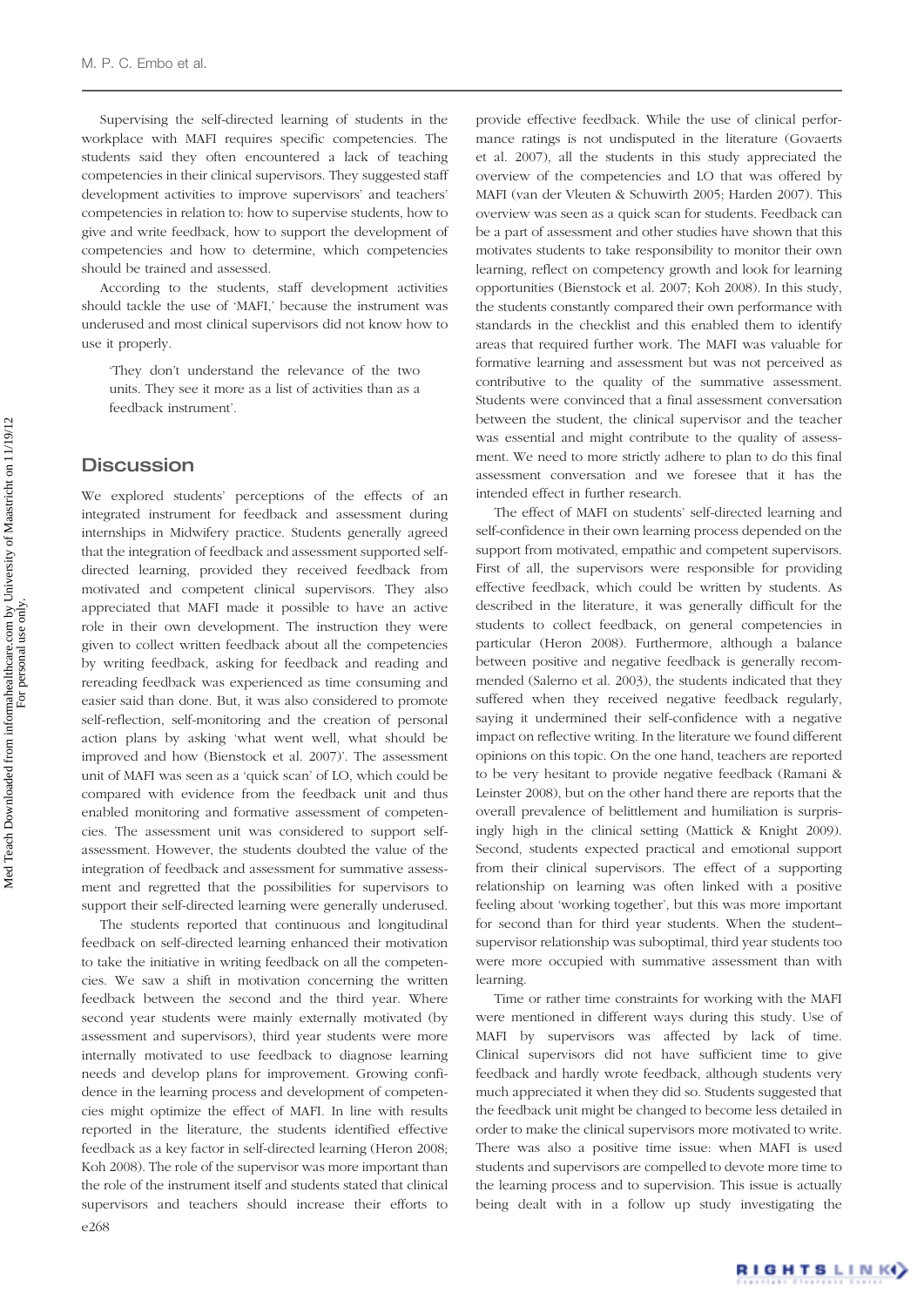Supervising the self-directed learning of students in the workplace with MAFI requires specific competencies. The students said they often encountered a lack of teaching competencies in their clinical supervisors. They suggested staff development activities to improve supervisors' and teachers' competencies in relation to: how to supervise students, how to give and write feedback, how to support the development of competencies and how to determine, which competencies should be trained and assessed.

According to the students, staff development activities should tackle the use of 'MAFI,' because the instrument was underused and most clinical supervisors did not know how to use it properly.

> 'They don't understand the relevance of the two units. They see it more as a list of activities than as a feedback instrument'.

## Discussion

We explored students' perceptions of the effects of an integrated instrument for feedback and assessment during internships in Midwifery practice. Students generally agreed that the integration of feedback and assessment supported self-directed learning, provided they received feedback from motivated and competent clinical supervisors. They also appreciated that MAFI made it possible to have an active role in their own development. The instruction they were given to collect written feedback about all the competencies by writing feedback, asking for feedback and reading and rereading feedback was experienced as time consuming and easier said than done. But, it was also considered to promote self-reflection, self-monitoring and the creation of personal action plans by asking 'what went well, what should be improved and how (Bienstock et al. 2007)'. The assessment unit of MAFI was seen as a 'quick scan' of LO, which could be compared with evidence from the feedback unit and thus enabled monitoring and formative assessment of competencies. The assessment unit was considered to support self-assessment. However, the students doubted the value of the integration of feedback and assessment for summative assessment and regretted that the possibilities for supervisors to support their self-directed learning were generally underused.

The students reported that continuous and longitudinal feedback on self-directed learning enhanced their motivation to take the initiative in writing feedback on all the competencies. We saw a shift in motivation concerning the written feedback between the second and the third year. Where second year students were mainly externally motivated (by assessment and supervisors), third year students were more internally motivated to use feedback to diagnose learning needs and develop plans for improvement. Growing confidence in the learning process and development of competencies might optimize the effect of MAFI. In line with results reported in the literature, the students identified effective feedback as a key factor in self-directed learning (Heron 2008; Koh 2008). The role of the supervisor was more important than the role of the instrument itself and students stated that clinical supervisors and teachers should increase their efforts to provide effective feedback. While the use of clinical performance ratings is not undisputed in the literature (Govaerts et al. 2007), all the students in this study appreciated the overview of the competencies and LO that was offered by MAFI (van der Vleuten & Schuwirth 2005; Harden 2007). This overview was seen as a quick scan for students. Feedback can be a part of assessment and other studies have shown that this motivates students to take responsibility to monitor their own learning, reflect on competency growth and look for learning opportunities (Bienstock et al. 2007; Koh 2008). In this study, the students constantly compared their own performance with standards in the checklist and this enabled them to identify areas that required further work. The MAFI was valuable for formative learning and assessment but was not perceived as contributive to the quality of the summative assessment. Students were convinced that a final assessment conversation between the student, the clinical supervisor and the teacher was essential and might contribute to the quality of assessment. We need to more strictly adhere to plan to do this final assessment conversation and we foresee that it has the intended effect in further research.

The effect of MAFI on students' self-directed learning and self-confidence in their own learning process depended on the support from motivated, empathic and competent supervisors. First of all, the supervisors were responsible for providing effective feedback, which could be written by students. As described in the literature, it was generally difficult for the students to collect feedback, on general competencies in particular (Heron 2008). Furthermore, although a balance between positive and negative feedback is generally recommended (Salerno et al. 2003), the students indicated that they suffered when they received negative feedback regularly, saying it undermined their self-confidence with a negative impact on reflective writing. In the literature we found different opinions on this topic. On the one hand, teachers are reported to be very hesitant to provide negative feedback (Ramani & Leinster 2008), but on the other hand there are reports that the overall prevalence of belittlement and humiliation is surprisingly high in the clinical setting (Mattick & Knight 2009). Second, students expected practical and emotional support from their clinical supervisors. The effect of a supporting relationship on learning was often linked with a positive feeling about 'working together', but this was more important for second than for third year students. When the student–supervisor relationship was suboptimal, third year students too were more occupied with summative assessment than with learning.

Time or rather time constraints for working with the MAFI were mentioned in different ways during this study. Use of MAFI by supervisors was affected by lack of time. Clinical supervisors did not have sufficient time to give feedback and hardly wrote feedback, although students very much appreciated it when they did so. Students suggested that the feedback unit might be changed to become less detailed in order to make the clinical supervisors more motivated to write. There was also a positive time issue: when MAFI is used students and supervisors are compelled to devote more time to the learning process and to supervision. This issue is actually being dealt with in a follow up study investigating the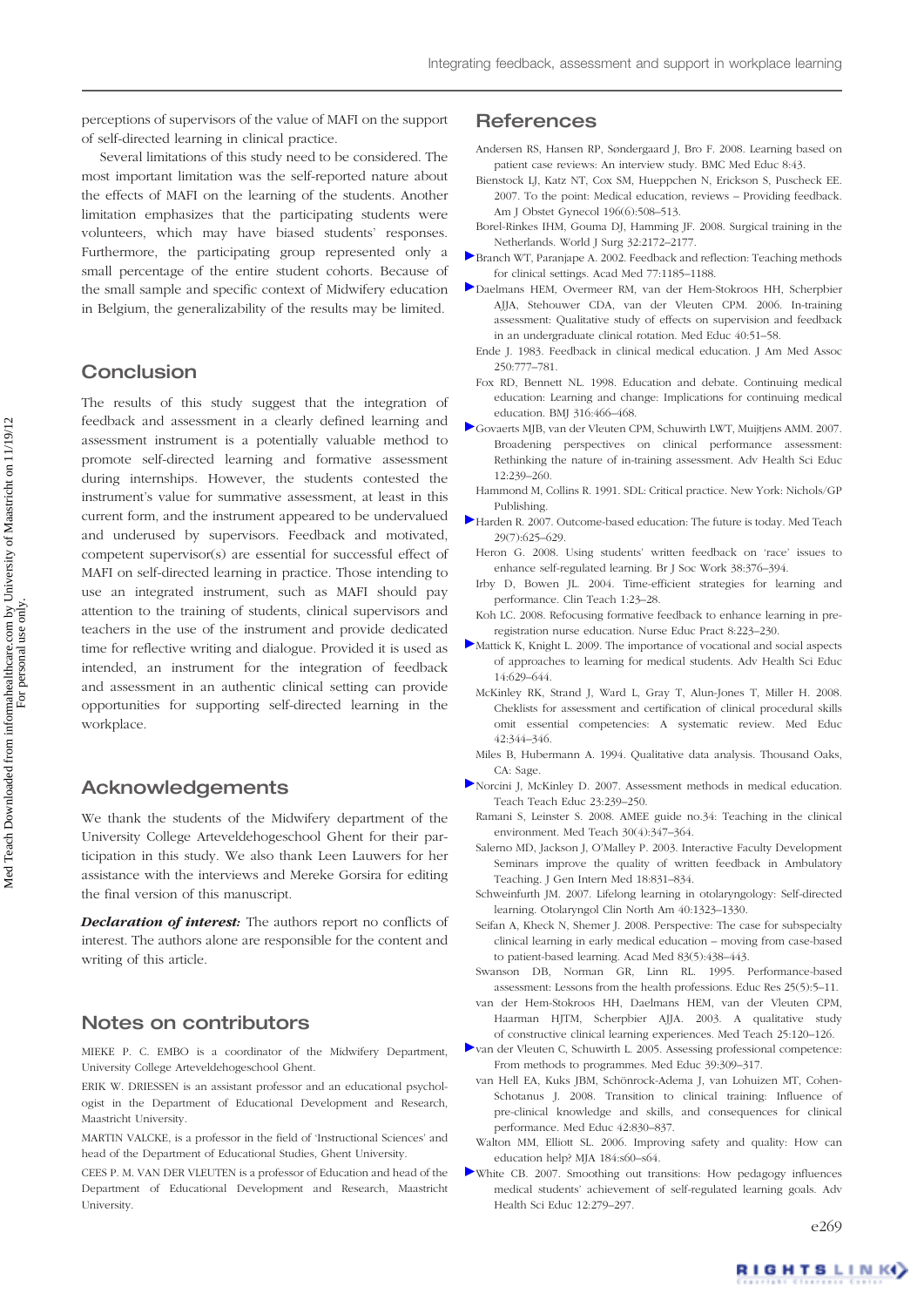perceptions of supervisors of the value of MAFI on the support of self-directed learning in clinical practice.

Several limitations of this study need to be considered. The most important limitation was the self-reported nature about the effects of MAFI on the learning of the students. Another limitation emphasizes that the participating students were volunteers, which may have biased students' responses. Furthermore, the participating group represented only a small percentage of the entire student cohorts. Because of the small sample and specific context of Midwifery education in Belgium, the generalizability of the results may be limited.

## Conclusion

The results of this study suggest that the integration of feedback and assessment in a clearly defined learning and assessment instrument is a potentially valuable method to promote self-directed learning and formative assessment during internships. However, the students contested the instrument's value for summative assessment, at least in this current form, and the instrument appeared to be undervalued and underused by supervisors. Feedback and motivated, competent supervisor(s) are essential for successful effect of MAFI on self-directed learning in practice. Those intending to use an integrated instrument, such as MAFI should pay attention to the training of students, clinical supervisors and teachers in the use of the instrument and provide dedicated time for reflective writing and dialogue. Provided it is used as intended, an instrument for the integration of feedback and assessment in an authentic clinical setting can provide opportunities for supporting self-directed learning in the workplace.

## Acknowledgements

We thank the students of the Midwifery department of the University College Arteveldehogeschool Ghent for their participation in this study. We also thank Leen Lauwers for her assistance with the interviews and Mereke Gorsira for editing the final version of this manuscript.

***Declaration of interest:*** The authors report no conflicts of interest. The authors alone are responsible for the content and writing of this article.

## Notes on contributors

MIEKE P. C. EMBO is a coordinator of the Midwifery Department, University College Arteveldehogeschool Ghent.

ERIK W. DRIESSEN is an assistant professor and an educational psychologist in the Department of Educational Development and Research, Maastricht University.

MARTIN VALCKE, is a professor in the field of 'Instructional Sciences' and head of the Department of Educational Studies, Ghent University.

CEES P. M. VAN DER VLEUTEN is a professor of Education and head of the Department of Educational Development and Research, Maastricht University.

## References

Andersen RS, Hansen RP, Søndergaard J, Bro F. 2008. Learning based on patient case reviews: An interview study. BMC Med Educ 8:43.

Bienstock LJ, Katz NT, Cox SM, Hueppchen N, Erickson S, Puscheck EE. 2007. To the point: Medical education, reviews – Providing feedback. Am J Obstet Gynecol 196(6):508–513.

Borel-Rinkes IHM, Gouma DJ, Hamming JF. 2008. Surgical training in the Netherlands. World J Surg 32:2172–2177.

Branch WT, Paranjape A. 2002. Feedback and reflection: Teaching methods for clinical settings. Acad Med 77:1185–1188.

Daelmans HEM, Overmeer RM, van der Hem-Stokroos HH, Scherpbier AJJA, Stehouwer CDA, van der Vleuten CPM. 2006. In-training assessment: Qualitative study of effects on supervision and feedback in an undergraduate clinical rotation. Med Educ 40:51–58.

Ende J. 1983. Feedback in clinical medical education. J Am Med Assoc 250:777–781.

Fox RD, Bennett NL. 1998. Education and debate. Continuing medical education: Learning and change: Implications for continuing medical education. BMJ 316:466–468.

Govaerts MJB, van der Vleuten CPM, Schuwirth LWT, Muijtjens AMM. 2007. Broadening perspectives on clinical performance assessment: Rethinking the nature of in-training assessment. Adv Health Sci Educ 12:239–260.

Hammond M, Collins R. 1991. SDL: Critical practice. New York: Nichols/GP Publishing.

Harden R. 2007. Outcome-based education: The future is today. Med Teach 29(7):625–629.

Heron G. 2008. Using students' written feedback on 'race' issues to enhance self-regulated learning. Br J Soc Work 38:376–394.

Irby D, Bowen JL. 2004. Time-efficient strategies for learning and performance. Clin Teach 1:23–28.

Koh LC. 2008. Refocusing formative feedback to enhance learning in pre-registration nurse education. Nurse Educ Pract 8:223–230.

Mattick K, Knight L. 2009. The importance of vocational and social aspects of approaches to learning for medical students. Adv Health Sci Educ 14:629–644.

McKinley RK, Strand J, Ward L, Gray T, Alun-Jones T, Miller H. 2008. Cheklists for assessment and certification of clinical procedural skills omit essential competencies: A systematic review. Med Educ 42:344–346.

Miles B, Hubermann A. 1994. Qualitative data analysis. Thousand Oaks, CA: Sage.

Norcini J, McKinley D. 2007. Assessment methods in medical education. Teach Teach Educ 23:239–250.

Ramani S, Leinster S. 2008. AMEE guide no.34: Teaching in the clinical environment. Med Teach 30(4):347–364.

Salerno MD, Jackson J, O'Malley P. 2003. Interactive Faculty Development Seminars improve the quality of written feedback in Ambulatory Teaching. J Gen Intern Med 18:831–834.

Schweinfurth JM. 2007. Lifelong learning in otolaryngology: Self-directed learning. Otolaryngol Clin North Am 40:1323–1330.

Seifan A, Kheck N, Shemer J. 2008. Perspective: The case for subspecialty clinical learning in early medical education – moving from case-based to patient-based learning. Acad Med 83(5):438–443.

Swanson DB, Norman GR, Linn RL. 1995. Performance-based assessment: Lessons from the health professions. Educ Res 25(5):5–11.

van der Hem-Stokroos HH, Daelmans HEM, van der Vleuten CPM, Haarman HJTM, Scherpbier AJJA. 2003. A qualitative study of constructive clinical learning experiences. Med Teach 25:120–126.

van der Vleuten C, Schuwirth L. 2005. Assessing professional competence: From methods to programmes. Med Educ 39:309–317.

van Hell EA, Kuks JBM, Schönrock-Adema J, van Lohuizen MT, Cohen-Schotanus J. 2008. Transition to clinical training: Influence of pre-clinical knowledge and skills, and consequences for clinical performance. Med Educ 42:830–837.

Walton MM, Elliott SL. 2006. Improving safety and quality: How can education help? MJA 184:s60–s64.

White CB. 2007. Smoothing out transitions: How pedagogy influences medical students' achievement of self-regulated learning goals. Adv Health Sci Educ 12:279–297.